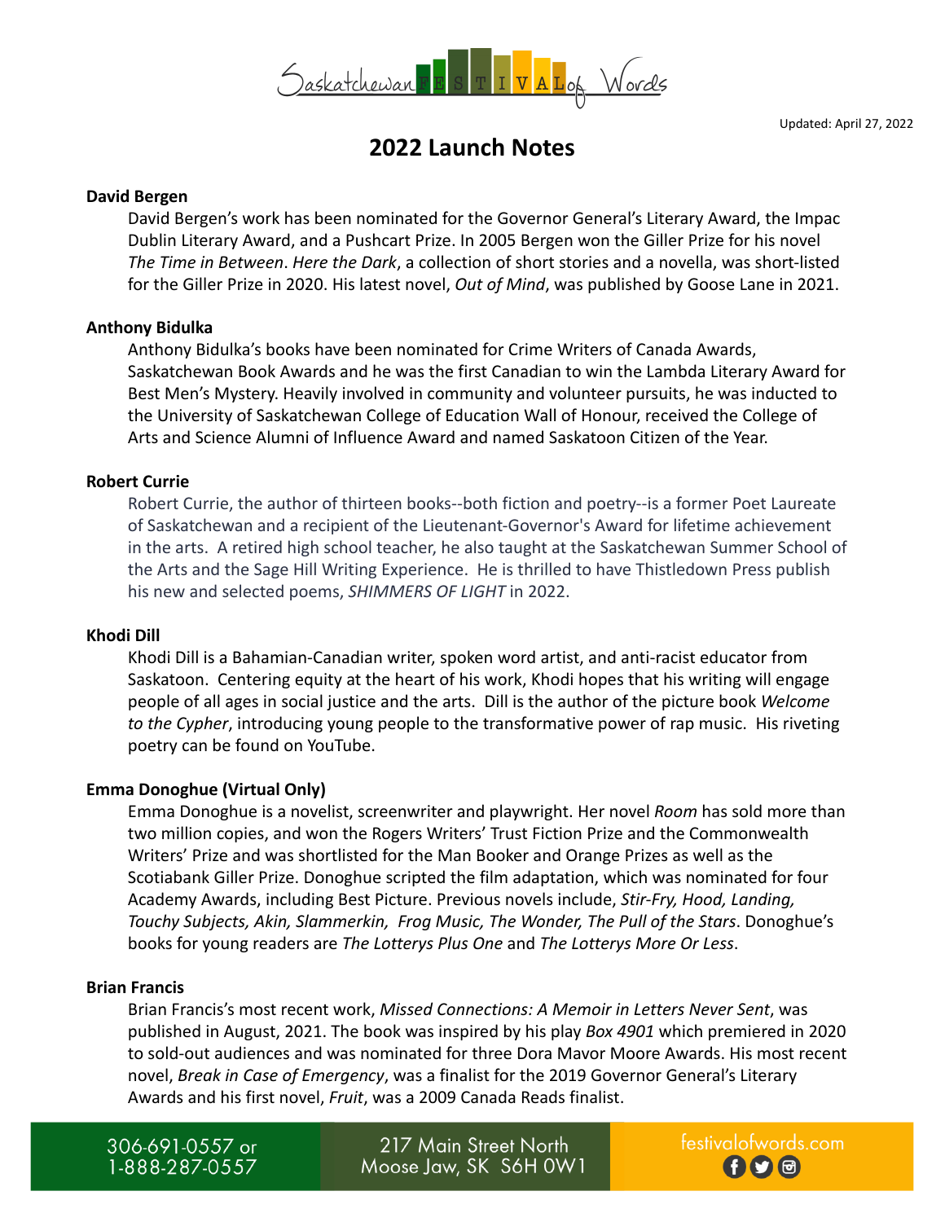Saskatchewan FESTIVAL of Words

Updated: April 27, 2022

# 2022 Launch Notes

**David Bergen**

David Bergen's work has been nominated for the Governor General's Literary Award, the Impac Dublin Literary Award, and a Pushcart Prize. In 2005 Bergen won the Giller Prize for his novel *The Time in Between*. *Here the Dark*, a collection of short stories and a novella, was short-listed for the Giller Prize in 2020. His latest novel, *Out of Mind*, was published by Goose Lane in 2021.

**Anthony Bidulka**

Anthony Bidulka's books have been nominated for Crime Writers of Canada Awards, Saskatchewan Book Awards and he was the first Canadian to win the Lambda Literary Award for Best Men's Mystery. Heavily involved in community and volunteer pursuits, he was inducted to the University of Saskatchewan College of Education Wall of Honour, received the College of Arts and Science Alumni of Influence Award and named Saskatoon Citizen of the Year.

**Robert Currie**

Robert Currie, the author of thirteen books--both fiction and poetry--is a former Poet Laureate of Saskatchewan and a recipient of the Lieutenant-Governor's Award for lifetime achievement in the arts. A retired high school teacher, he also taught at the Saskatchewan Summer School of the Arts and the Sage Hill Writing Experience. He is thrilled to have Thistledown Press publish his new and selected poems, *SHIMMERS OF LIGHT* in 2022.

**Khodi Dill**

Khodi Dill is a Bahamian-Canadian writer, spoken word artist, and anti-racist educator from Saskatoon. Centering equity at the heart of his work, Khodi hopes that his writing will engage people of all ages in social justice and the arts. Dill is the author of the picture book *Welcome to the Cypher*, introducing young people to the transformative power of rap music. His riveting poetry can be found on YouTube.

**Emma Donoghue (Virtual Only)**

Emma Donoghue is a novelist, screenwriter and playwright. Her novel *Room* has sold more than two million copies, and won the Rogers Writers' Trust Fiction Prize and the Commonwealth Writers' Prize and was shortlisted for the Man Booker and Orange Prizes as well as the Scotiabank Giller Prize. Donoghue scripted the film adaptation, which was nominated for four Academy Awards, including Best Picture. Previous novels include, *Stir-Fry, Hood, Landing, Touchy Subjects, Akin, Slammerkin, Frog Music, The Wonder, The Pull of the Stars*. Donoghue's books for young readers are *The Lotterys Plus One* and *The Lotterys More Or Less*.

**Brian Francis**

Brian Francis's most recent work, *Missed Connections: A Memoir in Letters Never Sent*, was published in August, 2021. The book was inspired by his play *Box 4901* which premiered in 2020 to sold-out audiences and was nominated for three Dora Mavor Moore Awards. His most recent novel, *Break in Case of Emergency*, was a finalist for the 2019 Governor General's Literary Awards and his first novel, *Fruit*, was a 2009 Canada Reads finalist.

306-691-0557 or 1-888-287-0557 | 217 Main Street North, Moose Jaw, SK S6H 0W1 | festivalofwords.com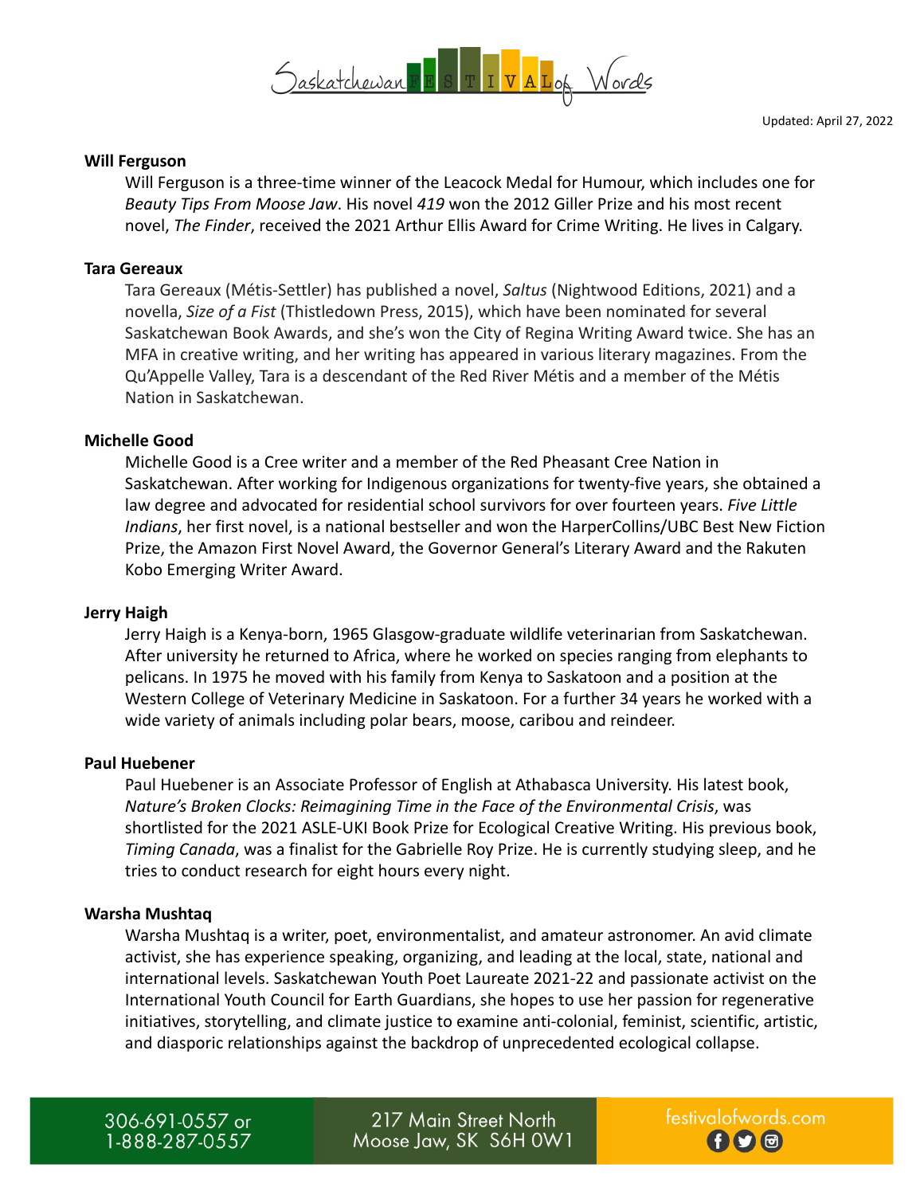**Will Ferguson**

Will Ferguson is a three-time winner of the Leacock Medal for Humour, which includes one for *Beauty Tips From Moose Jaw*. His novel *419* won the 2012 Giller Prize and his most recent novel, *The Finder*, received the 2021 Arthur Ellis Award for Crime Writing. He lives in Calgary.

**Tara Gereaux**

Tara Gereaux (Métis-Settler) has published a novel, *Saltus* (Nightwood Editions, 2021) and a novella, *Size of a Fist* (Thistledown Press, 2015), which have been nominated for several Saskatchewan Book Awards, and she's won the City of Regina Writing Award twice. She has an MFA in creative writing, and her writing has appeared in various literary magazines. From the Qu'Appelle Valley, Tara is a descendant of the Red River Métis and a member of the Métis Nation in Saskatchewan.

**Michelle Good**

Michelle Good is a Cree writer and a member of the Red Pheasant Cree Nation in Saskatchewan. After working for Indigenous organizations for twenty-five years, she obtained a law degree and advocated for residential school survivors for over fourteen years. *Five Little Indians*, her first novel, is a national bestseller and won the HarperCollins/UBC Best New Fiction Prize, the Amazon First Novel Award, the Governor General's Literary Award and the Rakuten Kobo Emerging Writer Award.

**Jerry Haigh**

Jerry Haigh is a Kenya-born, 1965 Glasgow-graduate wildlife veterinarian from Saskatchewan. After university he returned to Africa, where he worked on species ranging from elephants to pelicans. In 1975 he moved with his family from Kenya to Saskatoon and a position at the Western College of Veterinary Medicine in Saskatoon. For a further 34 years he worked with a wide variety of animals including polar bears, moose, caribou and reindeer.

**Paul Huebener**

Paul Huebener is an Associate Professor of English at Athabasca University. His latest book, *Nature's Broken Clocks: Reimagining Time in the Face of the Environmental Crisis*, was shortlisted for the 2021 ASLE-UKI Book Prize for Ecological Creative Writing. His previous book, *Timing Canada*, was a finalist for the Gabrielle Roy Prize. He is currently studying sleep, and he tries to conduct research for eight hours every night.

**Warsha Mushtaq**

Warsha Mushtaq is a writer, poet, environmentalist, and amateur astronomer. An avid climate activist, she has experience speaking, organizing, and leading at the local, state, national and international levels. Saskatchewan Youth Poet Laureate 2021-22 and passionate activist on the International Youth Council for Earth Guardians, she hopes to use her passion for regenerative initiatives, storytelling, and climate justice to examine anti-colonial, feminist, scientific, artistic, and diasporic relationships against the backdrop of unprecedented ecological collapse.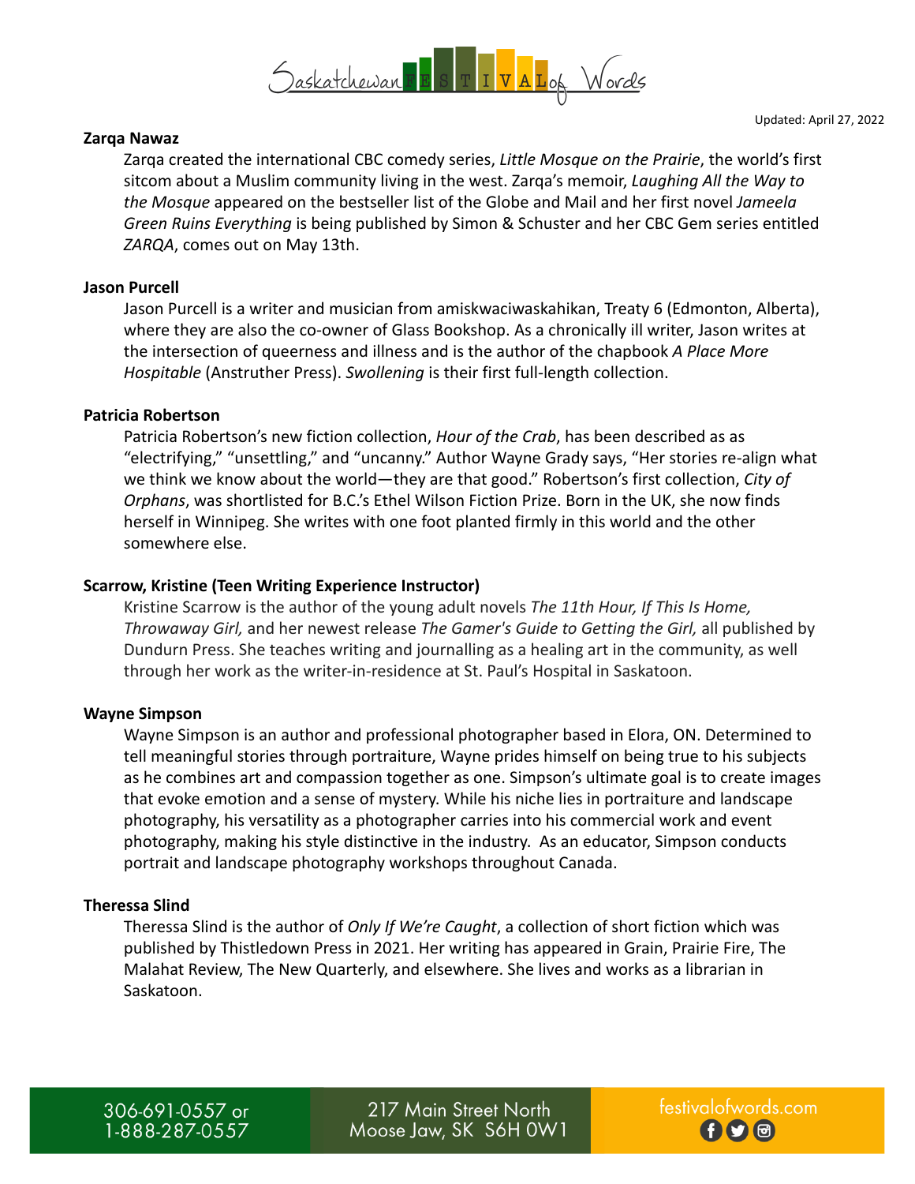Updated: April 27, 2022

**Zarqa Nawaz**

Zarqa created the international CBC comedy series, *Little Mosque on the Prairie*, the world's first sitcom about a Muslim community living in the west. Zarqa's memoir, *Laughing All the Way to the Mosque* appeared on the bestseller list of the Globe and Mail and her first novel *Jameela Green Ruins Everything* is being published by Simon & Schuster and her CBC Gem series entitled *ZARQA*, comes out on May 13th.

**Jason Purcell**

Jason Purcell is a writer and musician from amiskwaciwaskahikan, Treaty 6 (Edmonton, Alberta), where they are also the co-owner of Glass Bookshop. As a chronically ill writer, Jason writes at the intersection of queerness and illness and is the author of the chapbook *A Place More Hospitable* (Anstruther Press). *Swollening* is their first full-length collection.

**Patricia Robertson**

Patricia Robertson's new fiction collection, *Hour of the Crab*, has been described as as "electrifying," "unsettling," and "uncanny." Author Wayne Grady says, "Her stories re-align what we think we know about the world—they are that good." Robertson's first collection, *City of Orphans*, was shortlisted for B.C.'s Ethel Wilson Fiction Prize. Born in the UK, she now finds herself in Winnipeg. She writes with one foot planted firmly in this world and the other somewhere else.

**Scarrow, Kristine (Teen Writing Experience Instructor)**

Kristine Scarrow is the author of the young adult novels *The 11th Hour, If This Is Home, Throwaway Girl,* and her newest release *The Gamer's Guide to Getting the Girl,* all published by Dundurn Press. She teaches writing and journalling as a healing art in the community, as well through her work as the writer-in-residence at St. Paul's Hospital in Saskatoon.

**Wayne Simpson**

Wayne Simpson is an author and professional photographer based in Elora, ON. Determined to tell meaningful stories through portraiture, Wayne prides himself on being true to his subjects as he combines art and compassion together as one. Simpson's ultimate goal is to create images that evoke emotion and a sense of mystery. While his niche lies in portraiture and landscape photography, his versatility as a photographer carries into his commercial work and event photography, making his style distinctive in the industry. As an educator, Simpson conducts portrait and landscape photography workshops throughout Canada.

**Theressa Slind**

Theressa Slind is the author of *Only If We're Caught*, a collection of short fiction which was published by Thistledown Press in 2021. Her writing has appeared in Grain, Prairie Fire, The Malahat Review, The New Quarterly, and elsewhere. She lives and works as a librarian in Saskatoon.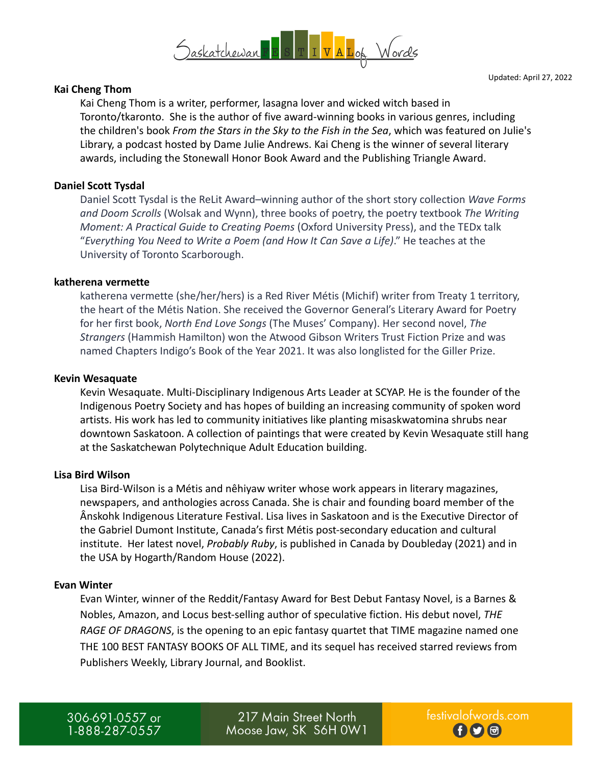Updated: April 27, 2022

**Kai Cheng Thom**

Kai Cheng Thom is a writer, performer, lasagna lover and wicked witch based in Toronto/tkaronto. She is the author of five award-winning books in various genres, including the children's book *From the Stars in the Sky to the Fish in the Sea*, which was featured on Julie's Library, a podcast hosted by Dame Julie Andrews. Kai Cheng is the winner of several literary awards, including the Stonewall Honor Book Award and the Publishing Triangle Award.

**Daniel Scott Tysdal**

Daniel Scott Tysdal is the ReLit Award–winning author of the short story collection *Wave Forms and Doom Scrolls* (Wolsak and Wynn), three books of poetry, the poetry textbook *The Writing Moment: A Practical Guide to Creating Poems* (Oxford University Press), and the TEDx talk "*Everything You Need to Write a Poem (and How It Can Save a Life)*." He teaches at the University of Toronto Scarborough.

**katherena vermette**

katherena vermette (she/her/hers) is a Red River Métis (Michif) writer from Treaty 1 territory, the heart of the Métis Nation. She received the Governor General's Literary Award for Poetry for her first book, *North End Love Songs* (The Muses' Company). Her second novel, *The Strangers* (Hammish Hamilton) won the Atwood Gibson Writers Trust Fiction Prize and was named Chapters Indigo's Book of the Year 2021. It was also longlisted for the Giller Prize.

**Kevin Wesaquate**

Kevin Wesaquate. Multi-Disciplinary Indigenous Arts Leader at SCYAP. He is the founder of the Indigenous Poetry Society and has hopes of building an increasing community of spoken word artists. His work has led to community initiatives like planting misaskwatomina shrubs near downtown Saskatoon. A collection of paintings that were created by Kevin Wesaquate still hang at the Saskatchewan Polytechnique Adult Education building.

**Lisa Bird Wilson**

Lisa Bird-Wilson is a Métis and nêhiyaw writer whose work appears in literary magazines, newspapers, and anthologies across Canada. She is chair and founding board member of the Ânskohk Indigenous Literature Festival. Lisa lives in Saskatoon and is the Executive Director of the Gabriel Dumont Institute, Canada's first Métis post-secondary education and cultural institute. Her latest novel, *Probably Ruby*, is published in Canada by Doubleday (2021) and in the USA by Hogarth/Random House (2022).

**Evan Winter**

Evan Winter, winner of the Reddit/Fantasy Award for Best Debut Fantasy Novel, is a Barnes & Nobles, Amazon, and Locus best-selling author of speculative fiction. His debut novel, *THE RAGE OF DRAGONS*, is the opening to an epic fantasy quartet that TIME magazine named one THE 100 BEST FANTASY BOOKS OF ALL TIME, and its sequel has received starred reviews from Publishers Weekly, Library Journal, and Booklist.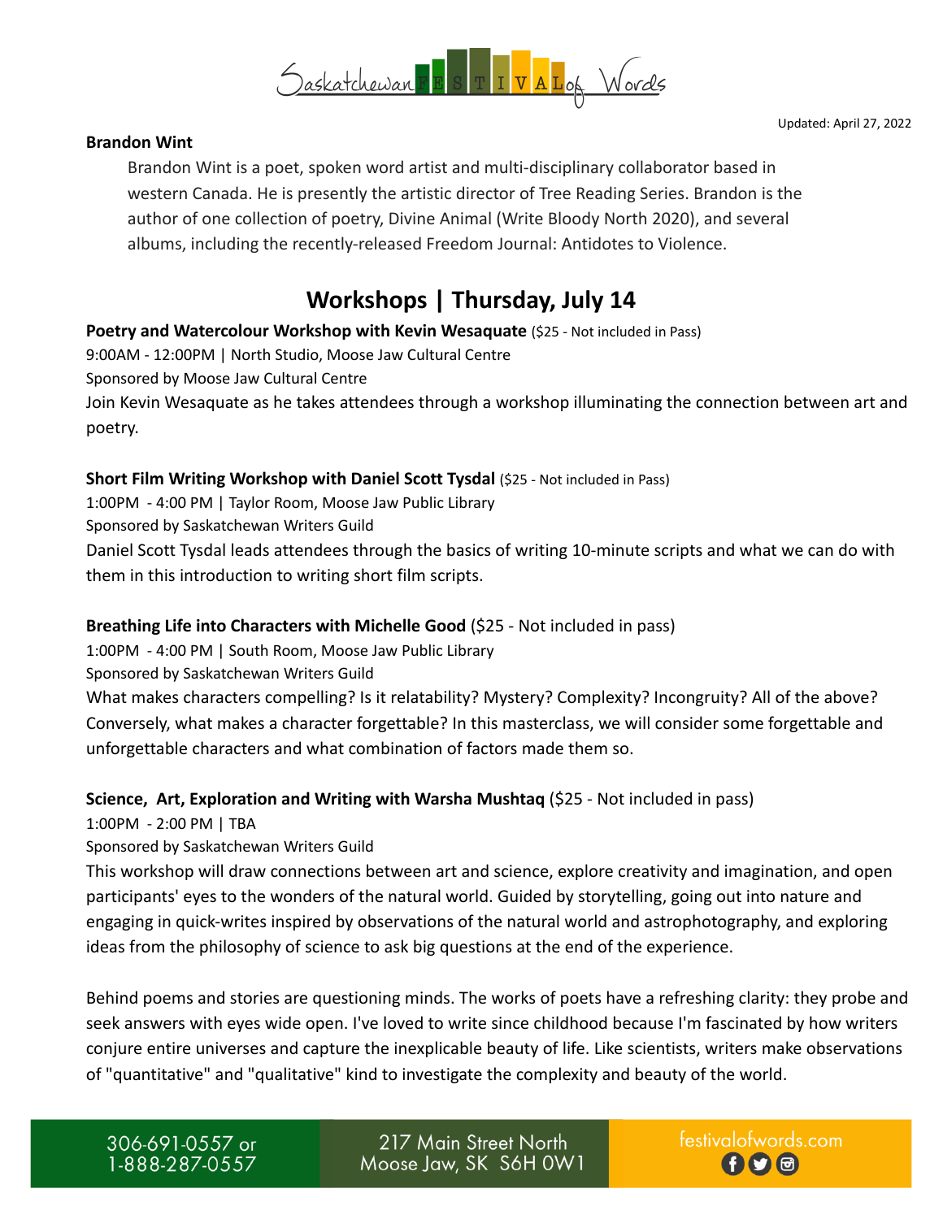Updated: April 27, 2022

**Brandon Wint**

Brandon Wint is a poet, spoken word artist and multi-disciplinary collaborator based in western Canada. He is presently the artistic director of Tree Reading Series. Brandon is the author of one collection of poetry, Divine Animal (Write Bloody North 2020), and several albums, including the recently-released Freedom Journal: Antidotes to Violence.

## Workshops | Thursday, July 14

**Poetry and Watercolour Workshop with Kevin Wesaquate** ($25 - Not included in Pass)
9:00AM - 12:00PM | North Studio, Moose Jaw Cultural Centre
Sponsored by Moose Jaw Cultural Centre
Join Kevin Wesaquate as he takes attendees through a workshop illuminating the connection between art and poetry.

**Short Film Writing Workshop with Daniel Scott Tysdal** ($25 - Not included in Pass)
1:00PM - 4:00 PM | Taylor Room, Moose Jaw Public Library
Sponsored by Saskatchewan Writers Guild
Daniel Scott Tysdal leads attendees through the basics of writing 10-minute scripts and what we can do with them in this introduction to writing short film scripts.

**Breathing Life into Characters with Michelle Good** ($25 - Not included in pass)
1:00PM - 4:00 PM | South Room, Moose Jaw Public Library
Sponsored by Saskatchewan Writers Guild
What makes characters compelling? Is it relatability? Mystery? Complexity? Incongruity? All of the above? Conversely, what makes a character forgettable? In this masterclass, we will consider some forgettable and unforgettable characters and what combination of factors made them so.

**Science, Art, Exploration and Writing with Warsha Mushtaq** ($25 - Not included in pass)
1:00PM - 2:00 PM | TBA
Sponsored by Saskatchewan Writers Guild
This workshop will draw connections between art and science, explore creativity and imagination, and open participants' eyes to the wonders of the natural world. Guided by storytelling, going out into nature and engaging in quick-writes inspired by observations of the natural world and astrophotography, and exploring ideas from the philosophy of science to ask big questions at the end of the experience.

Behind poems and stories are questioning minds. The works of poets have a refreshing clarity: they probe and seek answers with eyes wide open. I've loved to write since childhood because I'm fascinated by how writers conjure entire universes and capture the inexplicable beauty of life. Like scientists, writers make observations of "quantitative" and "qualitative" kind to investigate the complexity and beauty of the world.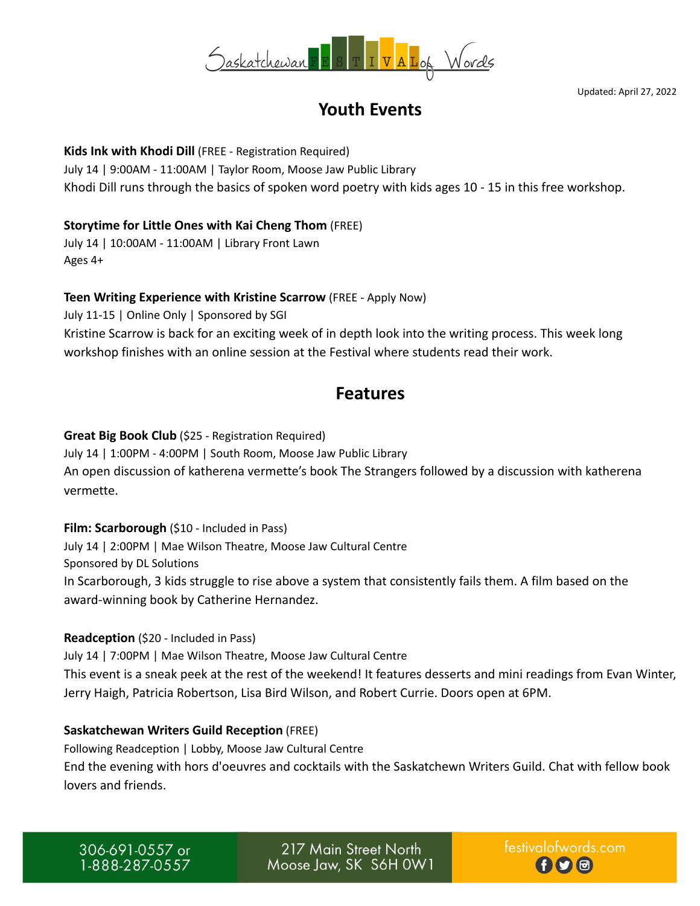Updated: April 27, 2022

## Youth Events

**Kids Ink with Khodi Dill** (FREE - Registration Required)
July 14 | 9:00AM - 11:00AM | Taylor Room, Moose Jaw Public Library
Khodi Dill runs through the basics of spoken word poetry with kids ages 10 - 15 in this free workshop.

**Storytime for Little Ones with Kai Cheng Thom** (FREE)
July 14 | 10:00AM - 11:00AM | Library Front Lawn
Ages 4+

**Teen Writing Experience with Kristine Scarrow** (FREE - Apply Now)
July 11-15 | Online Only | Sponsored by SGI
Kristine Scarrow is back for an exciting week of in depth look into the writing process. This week long workshop finishes with an online session at the Festival where students read their work.

## Features

**Great Big Book Club** ($25 - Registration Required)
July 14 | 1:00PM - 4:00PM | South Room, Moose Jaw Public Library
An open discussion of katherena vermette's book The Strangers followed by a discussion with katherena vermette.

**Film: Scarborough** ($10 - Included in Pass)
July 14 | 2:00PM | Mae Wilson Theatre, Moose Jaw Cultural Centre
Sponsored by DL Solutions
In Scarborough, 3 kids struggle to rise above a system that consistently fails them. A film based on the award-winning book by Catherine Hernandez.

**Readception** ($20 - Included in Pass)
July 14 | 7:00PM | Mae Wilson Theatre, Moose Jaw Cultural Centre
This event is a sneak peek at the rest of the weekend! It features desserts and mini readings from Evan Winter, Jerry Haigh, Patricia Robertson, Lisa Bird Wilson, and Robert Currie. Doors open at 6PM.

**Saskatchewan Writers Guild Reception** (FREE)
Following Readception | Lobby, Moose Jaw Cultural Centre
End the evening with hors d'oeuvres and cocktails with the Saskatchewn Writers Guild. Chat with fellow book lovers and friends.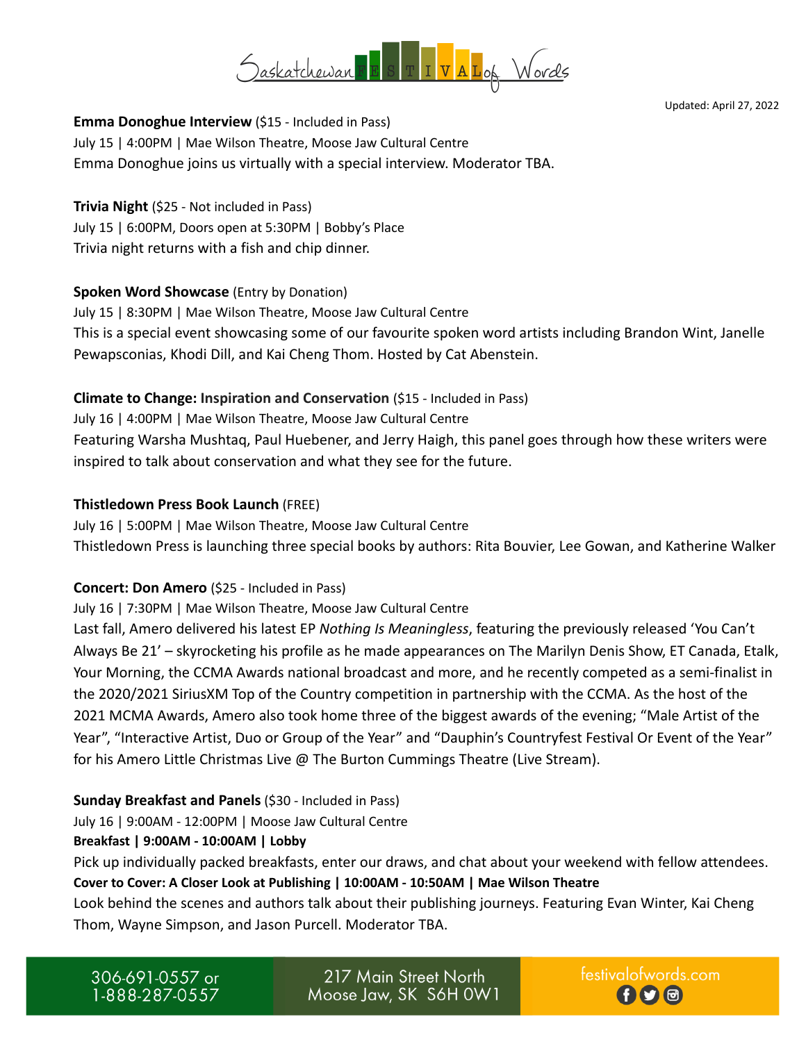Updated: April 27, 2022

**Emma Donoghue Interview** ($15 - Included in Pass)
July 15 | 4:00PM | Mae Wilson Theatre, Moose Jaw Cultural Centre
Emma Donoghue joins us virtually with a special interview. Moderator TBA.

**Trivia Night** ($25 - Not included in Pass)
July 15 | 6:00PM, Doors open at 5:30PM | Bobby's Place
Trivia night returns with a fish and chip dinner.

**Spoken Word Showcase** (Entry by Donation)
July 15 | 8:30PM | Mae Wilson Theatre, Moose Jaw Cultural Centre
This is a special event showcasing some of our favourite spoken word artists including Brandon Wint, Janelle Pewapsconias, Khodi Dill, and Kai Cheng Thom. Hosted by Cat Abenstein.

**Climate to Change: Inspiration and Conservation** ($15 - Included in Pass)
July 16 | 4:00PM | Mae Wilson Theatre, Moose Jaw Cultural Centre
Featuring Warsha Mushtaq, Paul Huebener, and Jerry Haigh, this panel goes through how these writers were inspired to talk about conservation and what they see for the future.

**Thistledown Press Book Launch** (FREE)
July 16 | 5:00PM | Mae Wilson Theatre, Moose Jaw Cultural Centre
Thistledown Press is launching three special books by authors: Rita Bouvier, Lee Gowan, and Katherine Walker

**Concert: Don Amero** ($25 - Included in Pass)
July 16 | 7:30PM | Mae Wilson Theatre, Moose Jaw Cultural Centre
Last fall, Amero delivered his latest EP *Nothing Is Meaningless*, featuring the previously released 'You Can't Always Be 21' – skyrocketing his profile as he made appearances on The Marilyn Denis Show, ET Canada, Etalk, Your Morning, the CCMA Awards national broadcast and more, and he recently competed as a semi-finalist in the 2020/2021 SiriusXM Top of the Country competition in partnership with the CCMA. As the host of the 2021 MCMA Awards, Amero also took home three of the biggest awards of the evening; "Male Artist of the Year", "Interactive Artist, Duo or Group of the Year" and "Dauphin's Countryfest Festival Or Event of the Year" for his Amero Little Christmas Live @ The Burton Cummings Theatre (Live Stream).

**Sunday Breakfast and Panels** ($30 - Included in Pass)
July 16 | 9:00AM - 12:00PM | Moose Jaw Cultural Centre
**Breakfast | 9:00AM - 10:00AM | Lobby**
Pick up individually packed breakfasts, enter our draws, and chat about your weekend with fellow attendees.
**Cover to Cover: A Closer Look at Publishing | 10:00AM - 10:50AM | Mae Wilson Theatre**
Look behind the scenes and authors talk about their publishing journeys. Featuring Evan Winter, Kai Cheng Thom, Wayne Simpson, and Jason Purcell. Moderator TBA.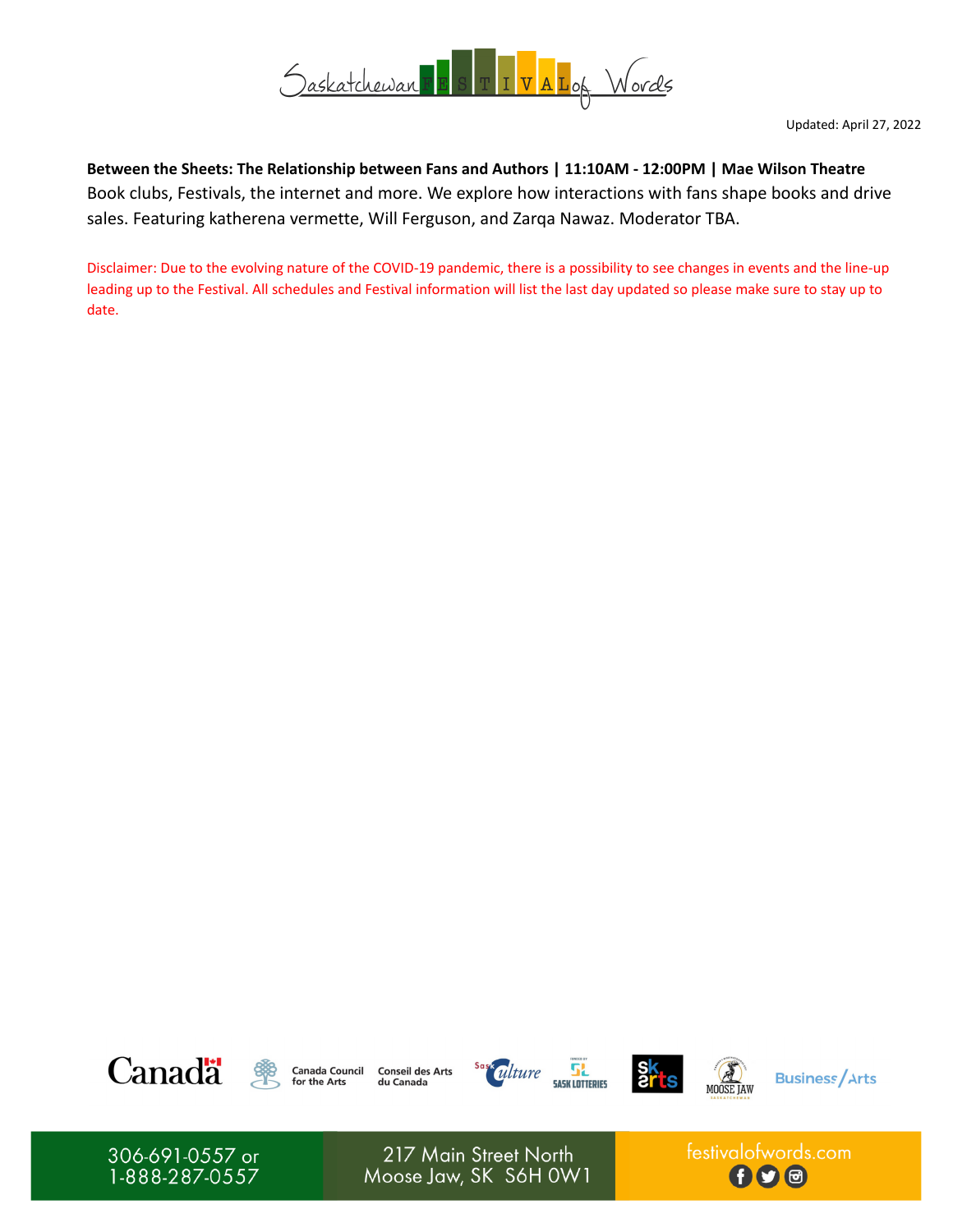Updated: April 27, 2022

**Between the Sheets: The Relationship between Fans and Authors | 11:10AM - 12:00PM | Mae Wilson Theatre**
Book clubs, Festivals, the internet and more. We explore how interactions with fans shape books and drive sales. Featuring katherena vermette, Will Ferguson, and Zarqa Nawaz. Moderator TBA.

Disclaimer: Due to the evolving nature of the COVID-19 pandemic, there is a possibility to see changes in events and the line-up leading up to the Festival. All schedules and Festival information will list the last day updated so please make sure to stay up to date.

306-691-0557 or
1-888-287-0557

217 Main Street North
Moose Jaw, SK S6H 0W1

festivalofwords.com